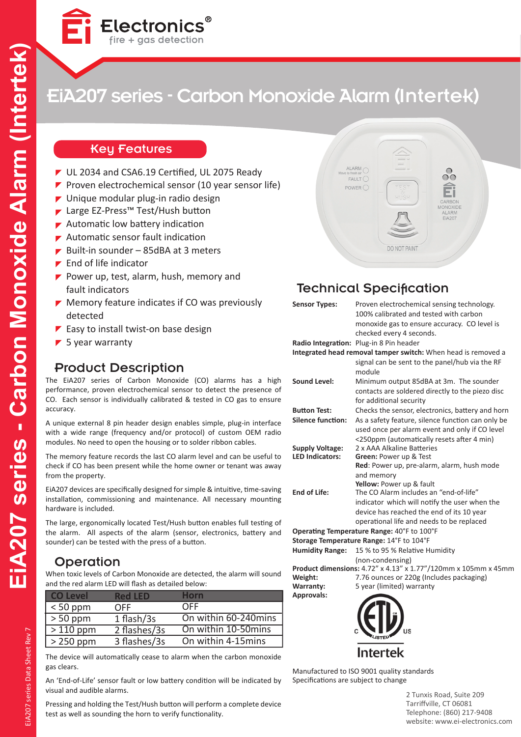# EiA207 series - Carbon Monoxide Alarm (Intertek)

## Key Features

- UL 2034 and CSA6.19 Certified, UL 2075 Ready
- Proven electrochemical sensor (10 year sensor life)
- Unique modular plug-in radio design
- Large EZ-Press™ Test/Hush button
- Automatic low battery indication
- Automatic sensor fault indication
- Built-in sounder – 85dBA at 3 meters
- End of life indicator
- Power up, test, alarm, hush, memory and fault indicators
- Memory feature indicates if CO was previously detected
- Easy to install twist-on base design
- 5 year warranty

## Product Description

The EiA207 series of Carbon Monoxide (CO) alarms has a high performance, proven electrochemical sensor to detect the presence of CO. Each sensor is individually calibrated & tested in CO gas to ensure accuracy.

A unique external 8 pin header design enables simple, plug-in interface with a wide range (frequency and/or protocol) of custom OEM radio modules. No need to open the housing or to solder ribbon cables.

The memory feature records the last CO alarm level and can be useful to check if CO has been present while the home owner or tenant was away from the property.

EiA207 devices are specifically designed for simple & intuitive, time-saving installation, commissioning and maintenance. All necessary mounting hardware is included.

The large, ergonomically located Test/Hush button enables full testing of the alarm. All aspects of the alarm (sensor, electronics, battery and sounder) can be tested with the press of a button.

## Operation

When toxic levels of Carbon Monoxide are detected, the alarm will sound and the red alarm LED will flash as detailed below:

| CO Level | Red LED | Horn |
|---|---|---|
| < 50 ppm | OFF | OFF |
| > 50 ppm | 1 flash/3s | On within 60-240mins |
| > 110 ppm | 2 flashes/3s | On within 10-50mins |
| > 250 ppm | 3 flashes/3s | On within 4-15mins |

The device will automatically cease to alarm when the carbon monoxide gas clears.

An 'End-of-Life' sensor fault or low battery condition will be indicated by visual and audible alarms.

Pressing and holding the Test/Hush button will perform a complete device test as well as sounding the horn to verify functionality.

## Technical Specification

**Sensor Types:** Proven electrochemical sensing technology. 100% calibrated and tested with carbon monoxide gas to ensure accuracy. CO level is checked every 4 seconds.

**Radio Integration:** Plug-in 8 Pin header

**Integrated head removal tamper switch:** When head is removed a signal can be sent to the panel/hub via the RF module

**Sound Level:** Minimum output 85dBA at 3m. The sounder contacts are soldered directly to the piezo disc for additional security

**Button Test:** Checks the sensor, electronics, battery and horn

**Silence function:** As a safety feature, silence function can only be used once per alarm event and only if CO level <250ppm (automatically resets after 4 min)

**Supply Voltage:** 2 x AAA Alkaline Batteries

**LED Indicators:** **Green:** Power up & Test
**Red**: Power up, pre-alarm, alarm, hush mode and memory
**Yellow:** Power up & fault

**End of Life:** The CO Alarm includes an "end-of-life" indicator which will notify the user when the device has reached the end of its 10 year operational life and needs to be replaced

**Operating Temperature Range:** 40°F to 100°F

**Storage Temperature Range:** 14°F to 104°F

**Humidity Range:** 15 % to 95 % Relative Humidity (non-condensing)

**Product dimensions:** 4.72" x 4.13" x 1.77"/120mm x 105mm x 45mm

**Weight:** 7.76 ounces or 220g (Includes packaging)

**Warranty:** 5 year (limited) warranty

**Approvals:** ETL Listed (C US) Intertek

Manufactured to ISO 9001 quality standards
Specifications are subject to change

2 Tunxis Road, Suite 209
Tarriffville, CT 06081
Telephone: (860) 217-9408
website: www.ei-electronics.com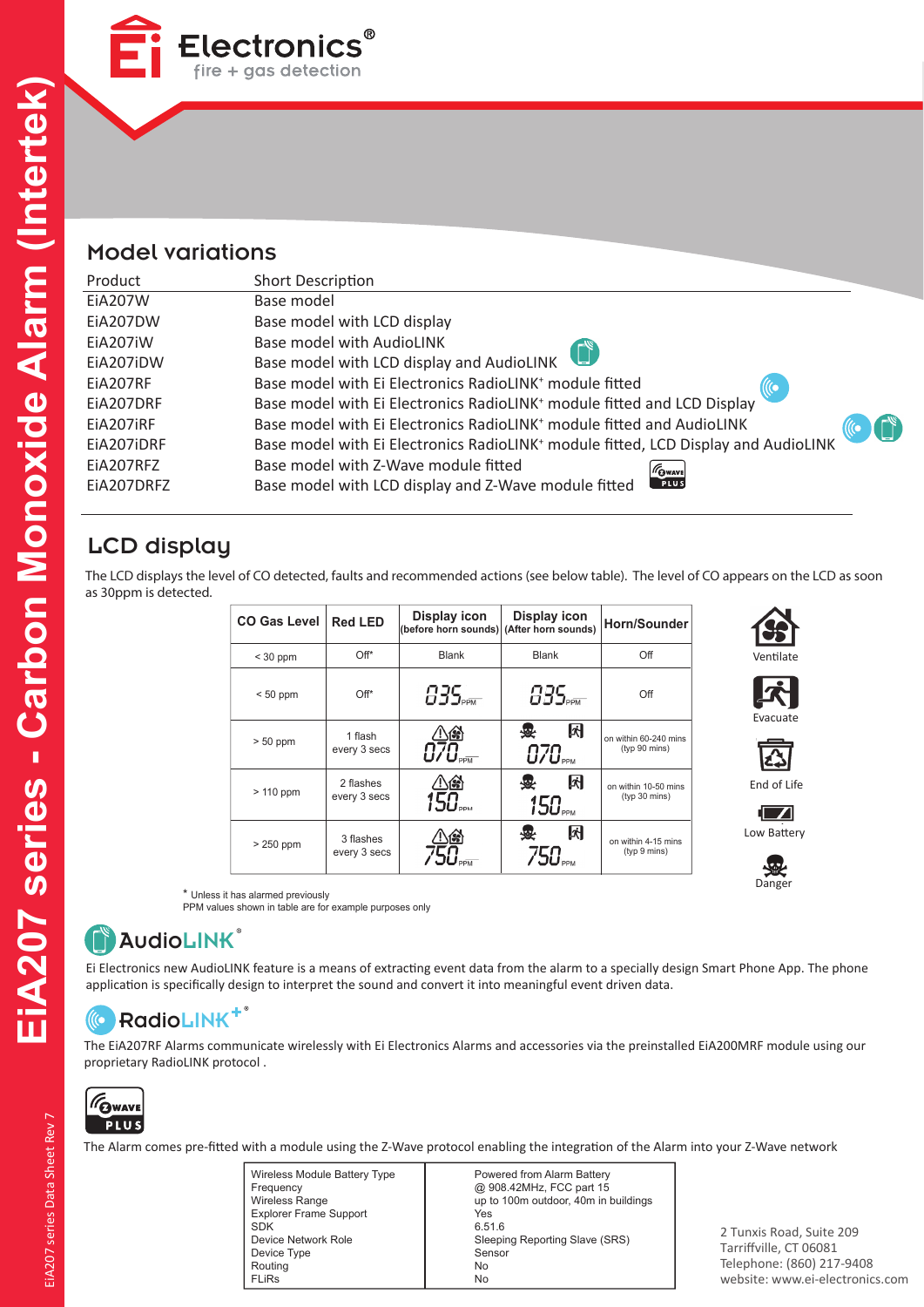## Model variations

| Product | Short Description |
|---|---|
| EiA207W | Base model |
| EiA207DW | Base model with LCD display |
| EiA207iW | Base model with AudioLINK |
| EiA207iDW | Base model with LCD display and AudioLINK |
| EiA207RF | Base model with Ei Electronics RadioLINK+ module fitted |
| EiA207DRF | Base model with Ei Electronics RadioLINK+ module fitted and LCD Display |
| EiA207iRF | Base model with Ei Electronics RadioLINK+ module fitted and AudioLINK |
| EiA207iDRF | Base model with Ei Electronics RadioLINK+ module fitted, LCD Display and AudioLINK |
| EiA207RFZ | Base model with Z-Wave module fitted |
| EiA207DRFZ | Base model with LCD display and Z-Wave module fitted |

## LCD display

The LCD displays the level of CO detected, faults and recommended actions (see below table). The level of CO appears on the LCD as soon as 30ppm is detected.

| CO Gas Level | Red LED | Display icon (before horn sounds) | Display icon (After horn sounds) | Horn/Sounder |
|---|---|---|---|---|
| < 30 ppm | Off* | Blank | Blank | Off |
| < 50 ppm | Off* | 035 PPM | 035 PPM | Off |
| > 50 ppm | 1 flash every 3 secs | 070 PPM | 070 PPM | on within 60-240 mins (typ 90 mins) |
| > 110 ppm | 2 flashes every 3 secs | 150 PPM | 150 PPM | on within 10-50 mins (typ 30 mins) |
| > 250 ppm | 3 flashes every 3 secs | 750 PPM | 750 PPM | on within 4-15 mins (typ 9 mins) |

Ventilate

Evacuate

End of Life

Low Battery

Danger

\* Unless it has alarmed previously
PPM values shown in table are for example purposes only

### AudioLINK®

Ei Electronics new AudioLINK feature is a means of extracting event data from the alarm to a specially design Smart Phone App. The phone application is specifically design to interpret the sound and convert it into meaningful event driven data.

### RadioLINK+®

The EiA207RF Alarms communicate wirelessly with Ei Electronics Alarms and accessories via the preinstalled EiA200MRF module using our proprietary RadioLINK protocol .

### Z-WAVE PLUS

The Alarm comes pre-fitted with a module using the Z-Wave protocol enabling the integration of the Alarm into your Z-Wave network

| | |
|---|---|
| Wireless Module Battery Type | Powered from Alarm Battery |
| Frequency | @ 908.42MHz, FCC part 15 |
| Wireless Range | up to 100m outdoor, 40m in buildings |
| Explorer Frame Support | Yes |
| SDK | 6.51.6 |
| Device Network Role | Sleeping Reporting Slave (SRS) |
| Device Type | Sensor |
| Routing | No |
| FLiRs | No |

2 Tunxis Road, Suite 209
Tarriffville, CT 06081
Telephone: (860) 217-9408
website: www.ei-electronics.com